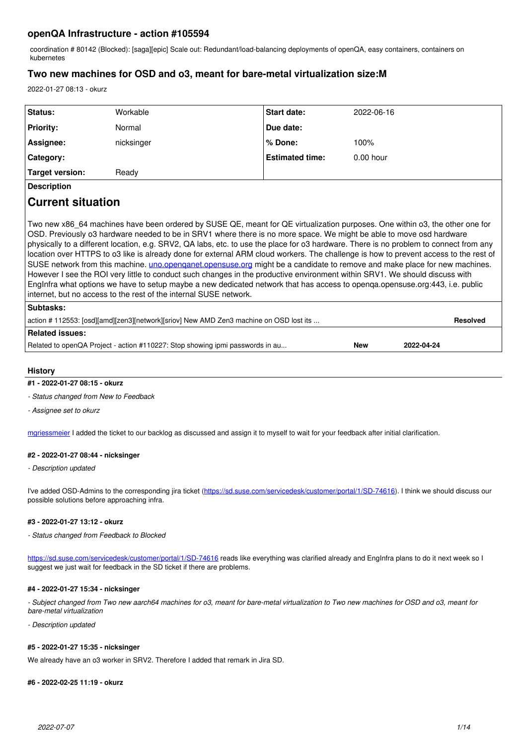# openQA Infrastructure - action #105594

coordination # 80142 (Blocked): [saga][epic] Scale out: Redundant/load-balancing deployments of openQA, easy containers, containers on kubernetes

## Two new machines for OSD and o3, meant for bare-metal virtualization size:M

2022-01-27 08:13 - okurz

| Status: | Workable | Start date: | 2022-06-16 |
|---|---|---|---|
| Priority: | Normal | Due date: | |
| Assignee: | nicksinger | % Done: | 100% |
| Category: | | Estimated time: | 0.00 hour |
| Target version: | Ready | | |

**Description**

## Current situation

Two new x86_64 machines have been ordered by SUSE QE, meant for QE virtualization purposes. One within o3, the other one for OSD. Previously o3 hardware needed to be in SRV1 where there is no more space. We might be able to move osd hardware physically to a different location, e.g. SRV2, QA labs, etc. to use the place for o3 hardware. There is no problem to connect from any location over HTTPS to o3 like is already done for external ARM cloud workers. The challenge is how to prevent access to the rest of SUSE network from this machine. uno.openqanet.opensuse.org might be a candidate to remove and make place for new machines. However I see the ROI very little to conduct such changes in the productive environment within SRV1. We should discuss with EngInfra what options we have to setup maybe a new dedicated network that has access to openqa.opensuse.org:443, i.e. public internet, but no access to the rest of the internal SUSE network.

**Subtasks:**

| | |
|---|---|
| action # 112553: [osd][amd][zen3][network][sriov] New AMD Zen3 machine on OSD lost its ... | **Resolved** |

**Related issues:**

| | | |
|---|---|---|
| Related to openQA Project - action #110227: Stop showing ipmi passwords in au... | **New** | **2022-04-24** |

### History

#### #1 - 2022-01-27 08:15 - okurz

*- Status changed from New to Feedback*

*- Assignee set to okurz*

mgriessmeier I added the ticket to our backlog as discussed and assign it to myself to wait for your feedback after initial clarification.

#### #2 - 2022-01-27 08:44 - nicksinger

*- Description updated*

I've added OSD-Admins to the corresponding jira ticket (https://sd.suse.com/servicedesk/customer/portal/1/SD-74616). I think we should discuss our possible solutions before approaching infra.

#### #3 - 2022-01-27 13:12 - okurz

*- Status changed from Feedback to Blocked*

https://sd.suse.com/servicedesk/customer/portal/1/SD-74616 reads like everything was clarified already and EngInfra plans to do it next week so I suggest we just wait for feedback in the SD ticket if there are problems.

#### #4 - 2022-01-27 15:34 - nicksinger

*- Subject changed from Two new aarch64 machines for o3, meant for bare-metal virtualization to Two new machines for OSD and o3, meant for bare-metal virtualization*

*- Description updated*

#### #5 - 2022-01-27 15:35 - nicksinger

We already have an o3 worker in SRV2. Therefore I added that remark in Jira SD.

#### #6 - 2022-02-25 11:19 - okurz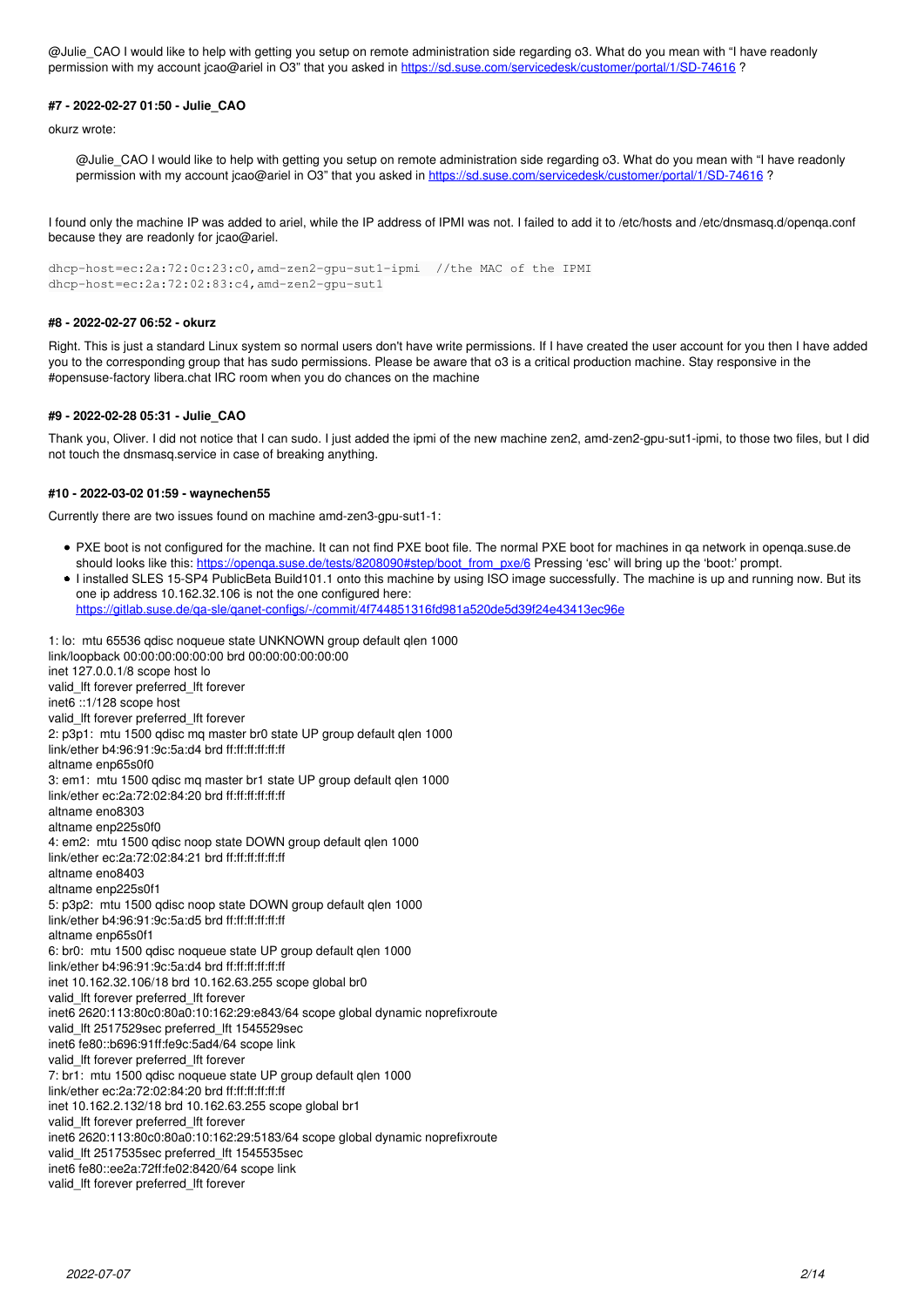@Julie_CAO I would like to help with getting you setup on remote administration side regarding o3. What do you mean with "I have readonly permission with my account jcao@ariel in O3" that you asked in https://sd.suse.com/servicedesk/customer/portal/1/SD-74616 ?

#### #7 - 2022-02-27 01:50 - Julie_CAO

okurz wrote:

> @Julie_CAO I would like to help with getting you setup on remote administration side regarding o3. What do you mean with "I have readonly permission with my account jcao@ariel in O3" that you asked in https://sd.suse.com/servicedesk/customer/portal/1/SD-74616 ?

I found only the machine IP was added to ariel, while the IP address of IPMI was not. I failed to add it to /etc/hosts and /etc/dnsmasq.d/openqa.conf because they are readonly for jcao@ariel.

```
dhcp-host=ec:2a:72:0c:23:c0,amd-zen2-gpu-sut1-ipmi  //the MAC of the IPMI
dhcp-host=ec:2a:72:02:83:c4,amd-zen2-gpu-sut1
```

#### #8 - 2022-02-27 06:52 - okurz

Right. This is just a standard Linux system so normal users don't have write permissions. If I have created the user account for you then I have added you to the corresponding group that has sudo permissions. Please be aware that o3 is a critical production machine. Stay responsive in the #opensuse-factory libera.chat IRC room when you do chances on the machine

#### #9 - 2022-02-28 05:31 - Julie_CAO

Thank you, Oliver. I did not notice that I can sudo. I just added the ipmi of the new machine zen2, amd-zen2-gpu-sut1-ipmi, to those two files, but I did not touch the dnsmasq.service in case of breaking anything.

#### #10 - 2022-03-02 01:59 - waynechen55

Currently there are two issues found on machine amd-zen3-gpu-sut1-1:

- PXE boot is not configured for the machine. It can not find PXE boot file. The normal PXE boot for machines in qa network in openqa.suse.de should looks like this: https://openqa.suse.de/tests/8208090#step/boot_from_pxe/6 Pressing 'esc' will bring up the 'boot:' prompt.
- I installed SLES 15-SP4 PublicBeta Build101.1 onto this machine by using ISO image successfully. The machine is up and running now. But its one ip address 10.162.32.106 is not the one configured here: https://gitlab.suse.de/qa-sle/qanet-configs/-/commit/4f744851316fd981a520de5d39f24e43413ec96e

1: lo: mtu 65536 qdisc noqueue state UNKNOWN group default qlen 1000
link/loopback 00:00:00:00:00:00 brd 00:00:00:00:00:00
inet 127.0.0.1/8 scope host lo
valid_lft forever preferred_lft forever
inet6 ::1/128 scope host
valid_lft forever preferred_lft forever
2: p3p1: mtu 1500 qdisc mq master br0 state UP group default qlen 1000
link/ether b4:96:91:9c:5a:d4 brd ff:ff:ff:ff:ff:ff
altname enp65s0f0
3: em1: mtu 1500 qdisc mq master br1 state UP group default qlen 1000
link/ether ec:2a:72:02:84:20 brd ff:ff:ff:ff:ff:ff
altname eno8303
altname enp225s0f0
4: em2: mtu 1500 qdisc noop state DOWN group default qlen 1000
link/ether ec:2a:72:02:84:21 brd ff:ff:ff:ff:ff:ff
altname eno8403
altname enp225s0f1
5: p3p2: mtu 1500 qdisc noop state DOWN group default qlen 1000
link/ether b4:96:91:9c:5a:d5 brd ff:ff:ff:ff:ff:ff
altname enp65s0f1
6: br0: mtu 1500 qdisc noqueue state UP group default qlen 1000
link/ether b4:96:91:9c:5a:d4 brd ff:ff:ff:ff:ff:ff
inet 10.162.32.106/18 brd 10.162.63.255 scope global br0
valid_lft forever preferred_lft forever
inet6 2620:113:80c0:80a0:10:162:29:e843/64 scope global dynamic noprefixroute
valid_lft 2517529sec preferred_lft 1545529sec
inet6 fe80::b696:91ff:fe9c:5ad4/64 scope link
valid_lft forever preferred_lft forever
7: br1: mtu 1500 qdisc noqueue state UP group default qlen 1000
link/ether ec:2a:72:02:84:20 brd ff:ff:ff:ff:ff:ff
inet 10.162.2.132/18 brd 10.162.63.255 scope global br1
valid_lft forever preferred_lft forever
inet6 2620:113:80c0:80a0:10:162:29:5183/64 scope global dynamic noprefixroute
valid_lft 2517535sec preferred_lft 1545535sec
inet6 fe80::ee2a:72ff:fe02:8420/64 scope link
valid_lft forever preferred_lft forever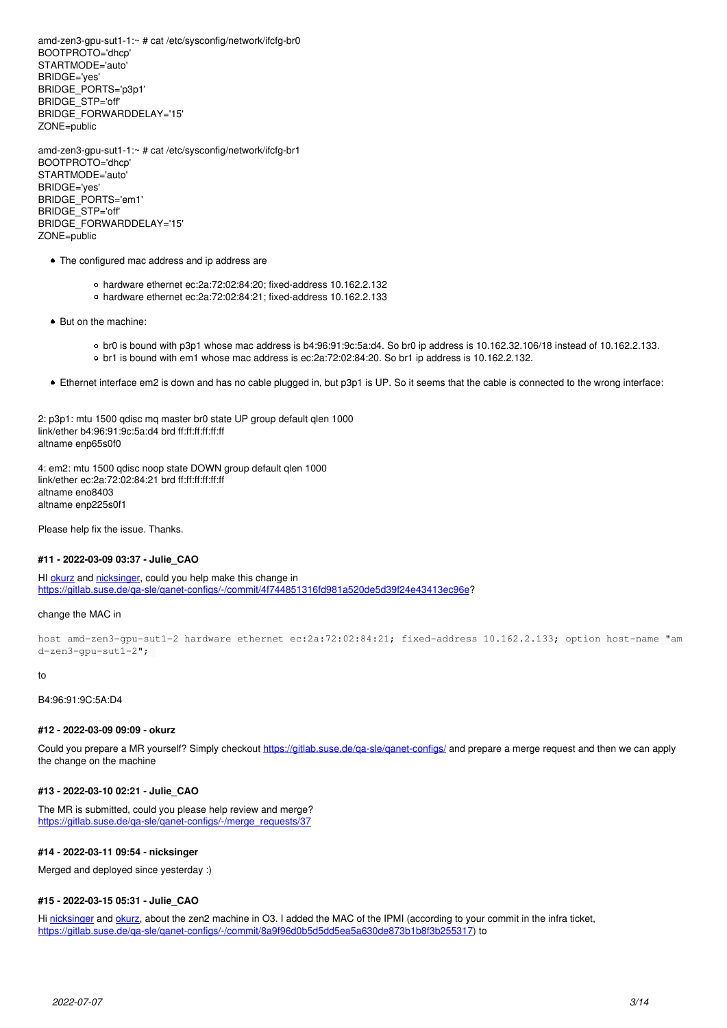amd-zen3-gpu-sut1-1:~ # cat /etc/sysconfig/network/ifcfg-br0
BOOTPROTO='dhcp'
STARTMODE='auto'
BRIDGE='yes'
BRIDGE_PORTS='p3p1'
BRIDGE_STP='off'
BRIDGE_FORWARDDELAY='15'
ZONE=public

amd-zen3-gpu-sut1-1:~ # cat /etc/sysconfig/network/ifcfg-br1
BOOTPROTO='dhcp'
STARTMODE='auto'
BRIDGE='yes'
BRIDGE_PORTS='em1'
BRIDGE_STP='off'
BRIDGE_FORWARDDELAY='15'
ZONE=public

- The configured mac address and ip address are
  - hardware ethernet ec:2a:72:02:84:20; fixed-address 10.162.2.132
  - hardware ethernet ec:2a:72:02:84:21; fixed-address 10.162.2.133
- But on the machine:
  - br0 is bound with p3p1 whose mac address is b4:96:91:9c:5a:d4. So br0 ip address is 10.162.32.106/18 instead of 10.162.2.133.
  - br1 is bound with em1 whose mac address is ec:2a:72:02:84:20. So br1 ip address is 10.162.2.132.
- Ethernet interface em2 is down and has no cable plugged in, but p3p1 is UP. So it seems that the cable is connected to the wrong interface:

2: p3p1: mtu 1500 qdisc mq master br0 state UP group default qlen 1000
link/ether b4:96:91:9c:5a:d4 brd ff:ff:ff:ff:ff:ff
altname enp65s0f0

4: em2: mtu 1500 qdisc noop state DOWN group default qlen 1000
link/ether ec:2a:72:02:84:21 brd ff:ff:ff:ff:ff:ff
altname eno8403
altname enp225s0f1

Please help fix the issue. Thanks.

#### #11 - 2022-03-09 03:37 - Julie_CAO

HI okurz and nickysinger, could you help make this change in https://gitlab.suse.de/qa-sle/qanet-configs/-/commit/4f744851316fd981a520de5d39f24e43413ec96e?

change the MAC in

```
host amd-zen3-gpu-sut1-2 hardware ethernet ec:2a:72:02:84:21; fixed-address 10.162.2.133; option host-name "amd-zen3-gpu-sut1-2";
```

to

B4:96:91:9C:5A:D4

#### #12 - 2022-03-09 09:09 - okurz

Could you prepare a MR yourself? Simply checkout https://gitlab.suse.de/qa-sle/qanet-configs/ and prepare a merge request and then we can apply the change on the machine

#### #13 - 2022-03-10 02:21 - Julie_CAO

The MR is submitted, could you please help review and merge?
https://gitlab.suse.de/qa-sle/qanet-configs/-/merge_requests/37

#### #14 - 2022-03-11 09:54 - nicksinger

Merged and deployed since yesterday :)

#### #15 - 2022-03-15 05:31 - Julie_CAO

Hi nicksinger and okurz, about the zen2 machine in O3. I added the MAC of the IPMI (according to your commit in the infra ticket, https://gitlab.suse.de/qa-sle/qanet-configs/-/commit/8a9f96d0b5d5dd5ea5a630de873b1b8f3b255317) to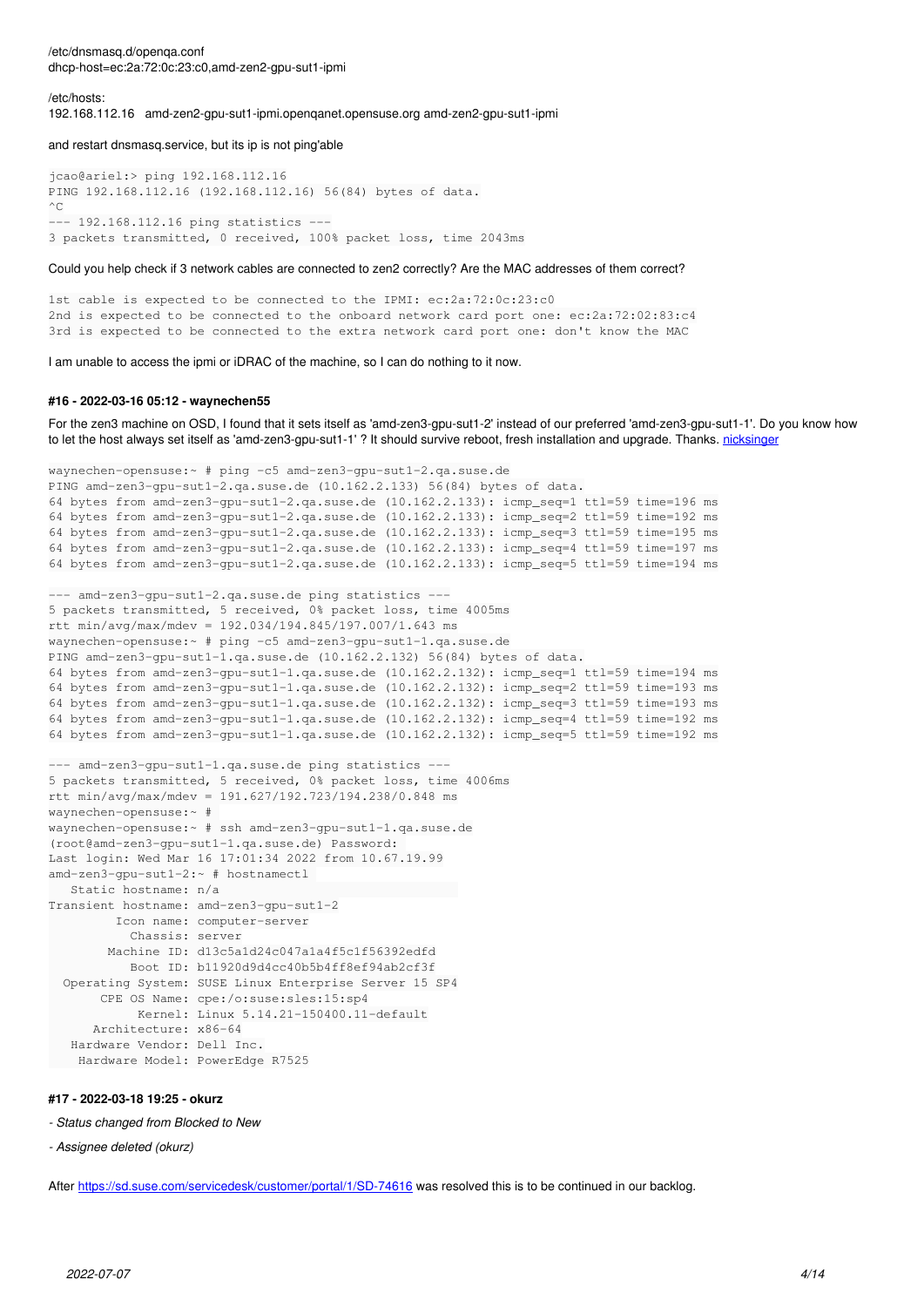/etc/dnsmasq.d/openqa.conf
dhcp-host=ec:2a:72:0c:23:c0,amd-zen2-gpu-sut1-ipmi

/etc/hosts:
192.168.112.16 amd-zen2-gpu-sut1-ipmi.openqanet.opensuse.org amd-zen2-gpu-sut1-ipmi

and restart dnsmasq.service, but its ip is not ping'able

```
jcao@ariel:> ping 192.168.112.16
PING 192.168.112.16 (192.168.112.16) 56(84) bytes of data.
^C
--- 192.168.112.16 ping statistics ---
3 packets transmitted, 0 received, 100% packet loss, time 2043ms
```

Could you help check if 3 network cables are connected to zen2 correctly? Are the MAC addresses of them correct?

```
1st cable is expected to be connected to the IPMI: ec:2a:72:0c:23:c0
2nd is expected to be connected to the onboard network card port one: ec:2a:72:02:83:c4
3rd is expected to be connected to the extra network card port one: don't know the MAC
```

I am unable to access the ipmi or iDRAC of the machine, so I can do nothing to it now.

#### #16 - 2022-03-16 05:12 - waynechen55

For the zen3 machine on OSD, I found that it sets itself as 'amd-zen3-gpu-sut1-2' instead of our preferred 'amd-zen3-gpu-sut1-1'. Do you know how to let the host always set itself as 'amd-zen3-gpu-sut1-1' ? It should survive reboot, fresh installation and upgrade. Thanks. nicksinger

```
waynechen-opensuse:~ # ping -c5 amd-zen3-gpu-sut1-2.qa.suse.de
PING amd-zen3-gpu-sut1-2.qa.suse.de (10.162.2.133) 56(84) bytes of data.
64 bytes from amd-zen3-gpu-sut1-2.qa.suse.de (10.162.2.133): icmp_seq=1 ttl=59 time=196 ms
64 bytes from amd-zen3-gpu-sut1-2.qa.suse.de (10.162.2.133): icmp_seq=2 ttl=59 time=192 ms
64 bytes from amd-zen3-gpu-sut1-2.qa.suse.de (10.162.2.133): icmp_seq=3 ttl=59 time=195 ms
64 bytes from amd-zen3-gpu-sut1-2.qa.suse.de (10.162.2.133): icmp_seq=4 ttl=59 time=197 ms
64 bytes from amd-zen3-gpu-sut1-2.qa.suse.de (10.162.2.133): icmp_seq=5 ttl=59 time=194 ms

--- amd-zen3-gpu-sut1-2.qa.suse.de ping statistics ---
5 packets transmitted, 5 received, 0% packet loss, time 4005ms
rtt min/avg/max/mdev = 192.034/194.845/197.007/1.643 ms
waynechen-opensuse:~ # ping -c5 amd-zen3-gpu-sut1-1.qa.suse.de
PING amd-zen3-gpu-sut1-1.qa.suse.de (10.162.2.132) 56(84) bytes of data.
64 bytes from amd-zen3-gpu-sut1-1.qa.suse.de (10.162.2.132): icmp_seq=1 ttl=59 time=194 ms
64 bytes from amd-zen3-gpu-sut1-1.qa.suse.de (10.162.2.132): icmp_seq=2 ttl=59 time=193 ms
64 bytes from amd-zen3-gpu-sut1-1.qa.suse.de (10.162.2.132): icmp_seq=3 ttl=59 time=193 ms
64 bytes from amd-zen3-gpu-sut1-1.qa.suse.de (10.162.2.132): icmp_seq=4 ttl=59 time=192 ms
64 bytes from amd-zen3-gpu-sut1-1.qa.suse.de (10.162.2.132): icmp_seq=5 ttl=59 time=192 ms

--- amd-zen3-gpu-sut1-1.qa.suse.de ping statistics ---
5 packets transmitted, 5 received, 0% packet loss, time 4006ms
rtt min/avg/max/mdev = 191.627/192.723/194.238/0.848 ms
waynechen-opensuse:~ #
waynechen-opensuse:~ # ssh amd-zen3-gpu-sut1-1.qa.suse.de
(root@amd-zen3-gpu-sut1-1.qa.suse.de) Password:
Last login: Wed Mar 16 17:01:34 2022 from 10.67.19.99
amd-zen3-gpu-sut1-2:~ # hostnamectl
   Static hostname: n/a
Transient hostname: amd-zen3-gpu-sut1-2
         Icon name: computer-server
           Chassis: server
        Machine ID: d13c5a1d24c047a1a4f5c1f56392edfd
           Boot ID: b11920d9d4cc40b5b4ff8ef94ab2cf3f
  Operating System: SUSE Linux Enterprise Server 15 SP4
       CPE OS Name: cpe:/o:suse:sles:15:sp4
            Kernel: Linux 5.14.21-150400.11-default
      Architecture: x86-64
   Hardware Vendor: Dell Inc.
    Hardware Model: PowerEdge R7525
```

#### #17 - 2022-03-18 19:25 - okurz

- *Status changed from Blocked to New*

- *Assignee deleted (okurz)*

After https://sd.suse.com/servicedesk/customer/portal/1/SD-74616 was resolved this is to be continued in our backlog.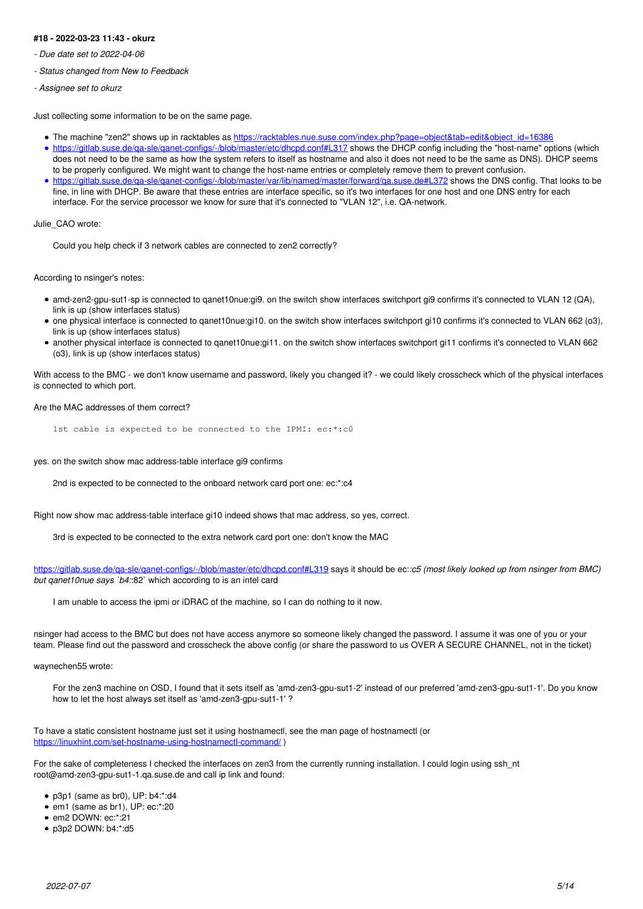#### #18 - 2022-03-23 11:43 - okurz

- *Due date set to 2022-04-06*
- *Status changed from New to Feedback*
- *Assignee set to okurz*

Just collecting some information to be on the same page.

- The machine "zen2" shows up in racktables as https://racktables.nue.suse.com/index.php?page=object&tab=edit&object_id=16386
- https://gitlab.suse.de/qa-sle/qanet-configs/-/blob/master/etc/dhcpd.conf#L317 shows the DHCP config including the "host-name" options (which does not need to be the same as how the system refers to itself as hostname and also it does not need to be the same as DNS). DHCP seems to be properly configured. We might want to change the host-name entries or completely remove them to prevent confusion.
- https://gitlab.suse.de/qa-sle/qanet-configs/-/blob/master/var/lib/named/master/forward/qa.suse.de#L372 shows the DNS config. That looks to be fine, in line with DHCP. Be aware that these entries are interface specific, so it's two interfaces for one host and one DNS entry for each interface. For the service processor we know for sure that it's connected to "VLAN 12", i.e. QA-network.

Julie_CAO wrote:

> Could you help check if 3 network cables are connected to zen2 correctly?

According to nsinger's notes:

- amd-zen2-gpu-sut1-sp is connected to qanet10nue:gi9. on the switch show interfaces switchport gi9 confirms it's connected to VLAN 12 (QA), link is up (show interfaces status)
- one physical interface is connected to qanet10nue:gi10. on the switch show interfaces switchport gi10 confirms it's connected to VLAN 662 (o3), link is up (show interfaces status)
- another physical interface is connected to qanet10nue:gi11. on the switch show interfaces switchport gi11 confirms it's connected to VLAN 662 (o3), link is up (show interfaces status)

With access to the BMC - we don't know username and password, likely you changed it? - we could likely crosscheck which of the physical interfaces is connected to which port.

Are the MAC addresses of them correct?

```
1st cable is expected to be connected to the IPMI: ec:*:c0
```

yes. on the switch show mac address-table interface gi9 confirms

> 2nd is expected to be connected to the onboard network card port one: ec:*:c4

Right now show mac address-table interface gi10 indeed shows that mac address, so yes, correct.

> 3rd is expected to be connected to the extra network card port one: don't know the MAC

https://gitlab.suse.de/qa-sle/qanet-configs/-/blob/master/etc/dhcpd.conf#L319 says it should be ec::*c5 (most likely looked up from nsinger from BMC) but qanet10nue says `b4:*:82` which according to is an intel card*

> I am unable to access the ipmi or iDRAC of the machine, so I can do nothing to it now.

nsinger had access to the BMC but does not have access anymore so someone likely changed the password. I assume it was one of you or your team. Please find out the password and crosscheck the above config (or share the password to us OVER A SECURE CHANNEL, not in the ticket)

waynechen55 wrote:

> For the zen3 machine on OSD, I found that it sets itself as 'amd-zen3-gpu-sut1-2' instead of our preferred 'amd-zen3-gpu-sut1-1'. Do you know how to let the host always set itself as 'amd-zen3-gpu-sut1-1' ?

To have a static consistent hostname just set it using hostnamectl, see the man page of hostnamectl (or https://linuxhint.com/set-hostname-using-hostnamectl-command/ )

For the sake of completeness I checked the interfaces on zen3 from the currently running installation. I could login using ssh_nt root@amd-zen3-gpu-sut1-1.qa.suse.de and call ip link and found:

- p3p1 (same as br0), UP: b4:*:d4
- em1 (same as br1), UP: ec:*:20
- em2 DOWN: ec:*:21
- p3p2 DOWN: b4:*:d5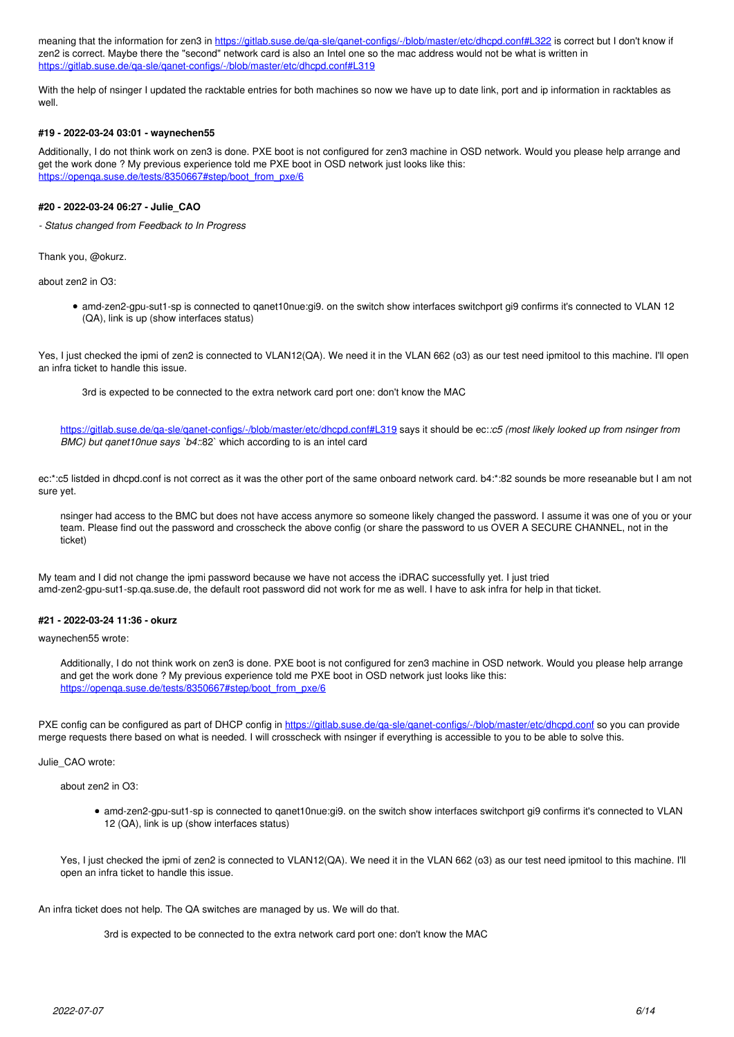meaning that the information for zen3 in https://gitlab.suse.de/qa-sle/qanet-configs/-/blob/master/etc/dhcpd.conf#L322 is correct but I don't know if zen2 is correct. Maybe there the "second" network card is also an Intel one so the mac address would not be what is written in https://gitlab.suse.de/qa-sle/qanet-configs/-/blob/master/etc/dhcpd.conf#L319

With the help of nsinger I updated the racktable entries for both machines so now we have up to date link, port and ip information in racktables as well.

#### #19 - 2022-03-24 03:01 - waynechen55

Additionally, I do not think work on zen3 is done. PXE boot is not configured for zen3 machine in OSD network. Would you please help arrange and get the work done ? My previous experience told me PXE boot in OSD network just looks like this: https://openqa.suse.de/tests/8350667#step/boot_from_pxe/6

#### #20 - 2022-03-24 06:27 - Julie_CAO

*- Status changed from Feedback to In Progress*

Thank you, @okurz.

about zen2 in O3:

> - amd-zen2-gpu-sut1-sp is connected to qanet10nue:gi9. on the switch show interfaces switchport gi9 confirms it's connected to VLAN 12 (QA), link is up (show interfaces status)

Yes, I just checked the ipmi of zen2 is connected to VLAN12(QA). We need it in the VLAN 662 (o3) as our test need ipmitool to this machine. I'll open an infra ticket to handle this issue.

> 3rd is expected to be connected to the extra network card port one: don't know the MAC

> https://gitlab.suse.de/qa-sle/qanet-configs/-/blob/master/etc/dhcpd.conf#L319 says it should be ec::*c5 (most likely looked up from nsinger from BMC) but qanet10nue says `b4::82` which according to is an intel card*

ec:*:c5 listded in dhcpd.conf is not correct as it was the other port of the same onboard network card. b4:*:82 sounds be more reseanable but I am not sure yet.

> nsinger had access to the BMC but does not have access anymore so someone likely changed the password. I assume it was one of you or your team. Please find out the password and crosscheck the above config (or share the password to us OVER A SECURE CHANNEL, not in the ticket)

My team and I did not change the ipmi password because we have not access the iDRAC successfully yet. I just tried amd-zen2-gpu-sut1-sp.qa.suse.de, the default root password did not work for me as well. I have to ask infra for help in that ticket.

#### #21 - 2022-03-24 11:36 - okurz

waynechen55 wrote:

> Additionally, I do not think work on zen3 is done. PXE boot is not configured for zen3 machine in OSD network. Would you please help arrange and get the work done ? My previous experience told me PXE boot in OSD network just looks like this: https://openqa.suse.de/tests/8350667#step/boot_from_pxe/6

PXE config can be configured as part of DHCP config in https://gitlab.suse.de/qa-sle/qanet-configs/-/blob/master/etc/dhcpd.conf so you can provide merge requests there based on what is needed. I will crosscheck with nsinger if everything is accessible to you to be able to solve this.

Julie_CAO wrote:

> about zen2 in O3:
>
> > - amd-zen2-gpu-sut1-sp is connected to qanet10nue:gi9. on the switch show interfaces switchport gi9 confirms it's connected to VLAN 12 (QA), link is up (show interfaces status)
>
> Yes, I just checked the ipmi of zen2 is connected to VLAN12(QA). We need it in the VLAN 662 (o3) as our test need ipmitool to this machine. I'll open an infra ticket to handle this issue.

An infra ticket does not help. The QA switches are managed by us. We will do that.

> > 3rd is expected to be connected to the extra network card port one: don't know the MAC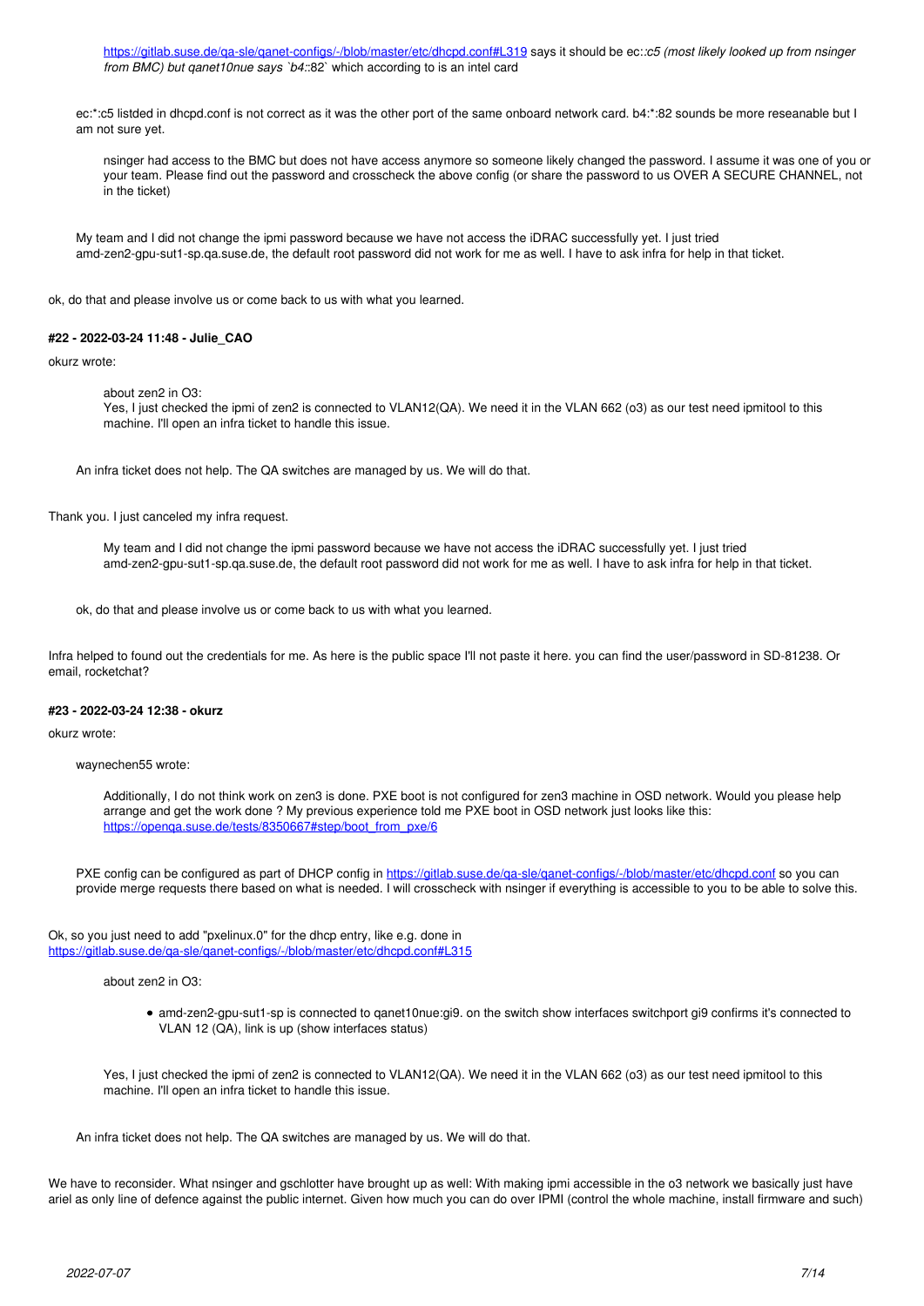> > https://gitlab.suse.de/qa-sle/qanet-configs/-/blob/master/etc/dhcpd.conf#L319 says it should be ec::*c5 (most likely looked up from nsinger from BMC) but qanet10nue says `b4::*82` which according to is an intel card*
>
> ec:*:c5 listded in dhcpd.conf is not correct as it was the other port of the same onboard network card. b4:*:82 sounds be more reseanable but I am not sure yet.
>
> > nsinger had access to the BMC but does not have access anymore so someone likely changed the password. I assume it was one of you or your team. Please find out the password and crosscheck the above config (or share the password to us OVER A SECURE CHANNEL, not in the ticket)
>
> My team and I did not change the ipmi password because we have not access the iDRAC successfully yet. I just tried amd-zen2-gpu-sut1-sp.qa.suse.de, the default root password did not work for me as well. I have to ask infra for help in that ticket.

ok, do that and please involve us or come back to us with what you learned.

#### #22 - 2022-03-24 11:48 - Julie_CAO

okurz wrote:

> > about zen2 in O3:
> > Yes, I just checked the ipmi of zen2 is connected to VLAN12(QA). We need it in the VLAN 662 (o3) as our test need ipmitool to this machine. I'll open an infra ticket to handle this issue.
>
> An infra ticket does not help. The QA switches are managed by us. We will do that.

Thank you. I just canceled my infra request.

> > My team and I did not change the ipmi password because we have not access the iDRAC successfully yet. I just tried amd-zen2-gpu-sut1-sp.qa.suse.de, the default root password did not work for me as well. I have to ask infra for help in that ticket.
>
> ok, do that and please involve us or come back to us with what you learned.

Infra helped to found out the credentials for me. As here is the public space I'll not paste it here. you can find the user/password in SD-81238. Or email, rocketchat?

#### #23 - 2022-03-24 12:38 - okurz

okurz wrote:

> waynechen55 wrote:
>
> > Additionally, I do not think work on zen3 is done. PXE boot is not configured for zen3 machine in OSD network. Would you please help arrange and get the work done ? My previous experience told me PXE boot in OSD network just looks like this: https://openqa.suse.de/tests/8350667#step/boot_from_pxe/6
>
> PXE config can be configured as part of DHCP config in https://gitlab.suse.de/qa-sle/qanet-configs/-/blob/master/etc/dhcpd.conf so you can provide merge requests there based on what is needed. I will crosscheck with nsinger if everything is accessible to you to be able to solve this.

Ok, so you just need to add "pxelinux.0" for the dhcp entry, like e.g. done in https://gitlab.suse.de/qa-sle/qanet-configs/-/blob/master/etc/dhcpd.conf#L315

> > about zen2 in O3:
> >
> > > - amd-zen2-gpu-sut1-sp is connected to qanet10nue:gi9. on the switch show interfaces switchport gi9 confirms it's connected to VLAN 12 (QA), link is up (show interfaces status)
> >
> > Yes, I just checked the ipmi of zen2 is connected to VLAN12(QA). We need it in the VLAN 662 (o3) as our test need ipmitool to this machine. I'll open an infra ticket to handle this issue.
>
> An infra ticket does not help. The QA switches are managed by us. We will do that.

We have to reconsider. What nsinger and gschlotter have brought up as well: With making ipmi accessible in the o3 network we basically just have ariel as only line of defence against the public internet. Given how much you can do over IPMI (control the whole machine, install firmware and such)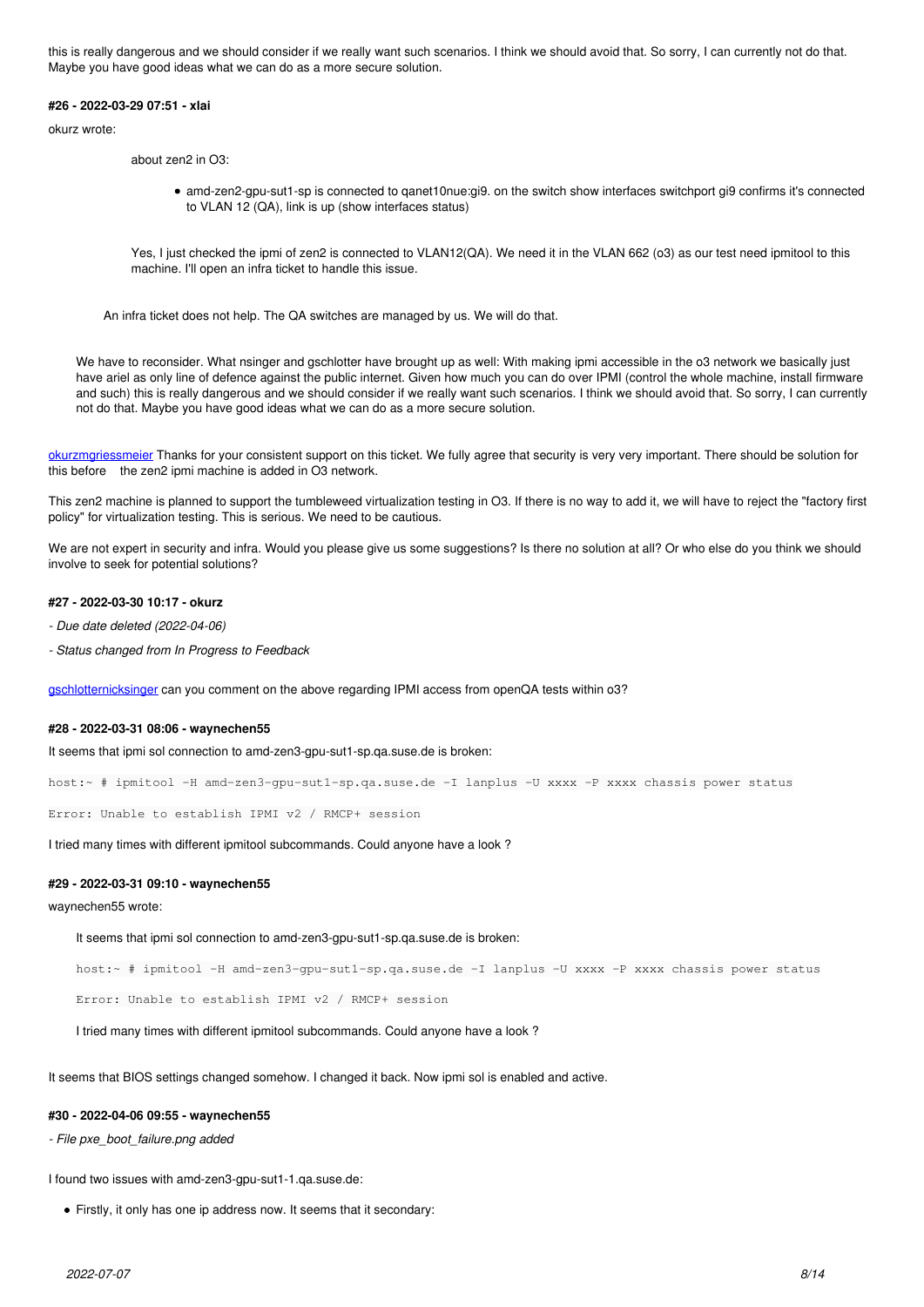this is really dangerous and we should consider if we really want such scenarios. I think we should avoid that. So sorry, I can currently not do that. Maybe you have good ideas what we can do as a more secure solution.

#### #26 - 2022-03-29 07:51 - xlai

okurz wrote:

> > about zen2 in O3:
> >
> > > - amd-zen2-gpu-sut1-sp is connected to qanet10nue:gi9. on the switch show interfaces switchport gi9 confirms it's connected to VLAN 12 (QA), link is up (show interfaces status)
> >
> > Yes, I just checked the ipmi of zen2 is connected to VLAN12(QA). We need it in the VLAN 662 (o3) as our test need ipmitool to this machine. I'll open an infra ticket to handle this issue.
>
> An infra ticket does not help. The QA switches are managed by us. We will do that.
>
> We have to reconsider. What nsinger and gschlotter have brought up as well: With making ipmi accessible in the o3 network we basically just have ariel as only line of defence against the public internet. Given how much you can do over IPMI (control the whole machine, install firmware and such) this is really dangerous and we should consider if we really want such scenarios. I think we should avoid that. So sorry, I can currently not do that. Maybe you have good ideas what we can do as a more secure solution.

okurzmgriessmeier Thanks for your consistent support on this ticket. We fully agree that security is very very important. There should be solution for this before the zen2 ipmi machine is added in O3 network.

This zen2 machine is planned to support the tumbleweed virtualization testing in O3. If there is no way to add it, we will have to reject the "factory first policy" for virtualization testing. This is serious. We need to be cautious.

We are not expert in security and infra. Would you please give us some suggestions? Is there no solution at all? Or who else do you think we should involve to seek for potential solutions?

#### #27 - 2022-03-30 10:17 - okurz

*- Due date deleted (2022-04-06)*

*- Status changed from In Progress to Feedback*

gschlotternicksinger can you comment on the above regarding IPMI access from openQA tests within o3?

#### #28 - 2022-03-31 08:06 - waynechen55

It seems that ipmi sol connection to amd-zen3-gpu-sut1-sp.qa.suse.de is broken:

```
host:~ # ipmitool -H amd-zen3-gpu-sut1-sp.qa.suse.de -I lanplus -U xxxx -P xxxx chassis power status
```

```
Error: Unable to establish IPMI v2 / RMCP+ session
```

I tried many times with different ipmitool subcommands. Could anyone have a look ?

#### #29 - 2022-03-31 09:10 - waynechen55

waynechen55 wrote:

> It seems that ipmi sol connection to amd-zen3-gpu-sut1-sp.qa.suse.de is broken:
>
> ```
> host:~ # ipmitool -H amd-zen3-gpu-sut1-sp.qa.suse.de -I lanplus -U xxxx -P xxxx chassis power status
> ```
>
> ```
> Error: Unable to establish IPMI v2 / RMCP+ session
> ```
>
> I tried many times with different ipmitool subcommands. Could anyone have a look ?

It seems that BIOS settings changed somehow. I changed it back. Now ipmi sol is enabled and active.

#### #30 - 2022-04-06 09:55 - waynechen55

*- File pxe_boot_failure.png added*

I found two issues with amd-zen3-gpu-sut1-1.qa.suse.de:

- Firstly, it only has one ip address now. It seems that it secondary: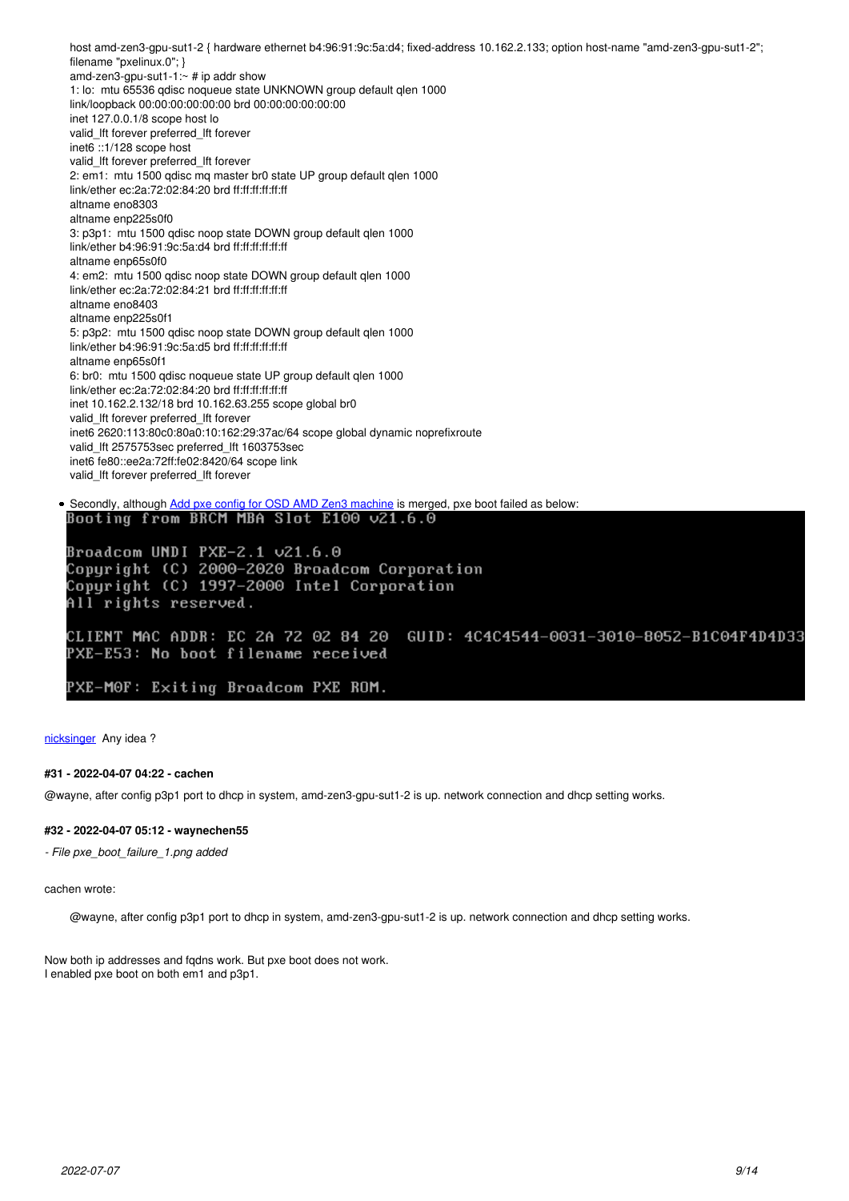host amd-zen3-gpu-sut1-2 { hardware ethernet b4:96:91:9c:5a:d4; fixed-address 10.162.2.133; option host-name "amd-zen3-gpu-sut1-2"; filename "pxelinux.0"; }

```
amd-zen3-gpu-sut1-1:~ # ip addr show
1: lo:  mtu 65536 qdisc noqueue state UNKNOWN group default qlen 1000
link/loopback 00:00:00:00:00:00 brd 00:00:00:00:00:00
inet 127.0.0.1/8 scope host lo
valid_lft forever preferred_lft forever
inet6 ::1/128 scope host
valid_lft forever preferred_lft forever
2: em1:  mtu 1500 qdisc mq master br0 state UP group default qlen 1000
link/ether ec:2a:72:02:84:20 brd ff:ff:ff:ff:ff:ff
altname eno8303
altname enp225s0f0
3: p3p1:  mtu 1500 qdisc noop state DOWN group default qlen 1000
link/ether b4:96:91:9c:5a:d4 brd ff:ff:ff:ff:ff:ff
altname enp65s0f0
4: em2:  mtu 1500 qdisc noop state DOWN group default qlen 1000
link/ether ec:2a:72:02:84:21 brd ff:ff:ff:ff:ff:ff
altname eno8403
altname enp225s0f1
5: p3p2:  mtu 1500 qdisc noop state DOWN group default qlen 1000
link/ether b4:96:91:9c:5a:d5 brd ff:ff:ff:ff:ff:ff
altname enp65s0f1
6: br0:  mtu 1500 qdisc noqueue state UP group default qlen 1000
link/ether ec:2a:72:02:84:20 brd ff:ff:ff:ff:ff:ff
inet 10.162.2.132/18 brd 10.162.63.255 scope global br0
valid_lft forever preferred_lft forever
inet6 2620:113:80c0:80a0:10:162:29:37ac/64 scope global dynamic noprefixroute
valid_lft 2575753sec preferred_lft 1603753sec
inet6 fe80::ee2a:72ff:fe02:8420/64 scope link
valid_lft forever preferred_lft forever
```

- Secondly, although [Add pxe config for OSD AMD Zen3 machine]() is merged, pxe boot failed as below:

```
Booting from BRCM MBA Slot E100 v21.6.0

Broadcom UNDI PXE-2.1 v21.6.0
Copyright (C) 2000-2020 Broadcom Corporation
Copyright (C) 1997-2000 Intel Corporation
All rights reserved.

CLIENT MAC ADDR: EC 2A 72 02 84 20  GUID: 4C4C4544-0031-3010-8052-B1C04F4D4D33
PXE-E53: No boot filename received

PXE-M0F: Exiting Broadcom PXE ROM.
```

[nicksinger]() Any idea ?

#### #31 - 2022-04-07 04:22 - cachen

@wayne, after config p3p1 port to dhcp in system, amd-zen3-gpu-sut1-2 is up. network connection and dhcp setting works.

#### #32 - 2022-04-07 05:12 - waynechen55

*- File pxe_boot_failure_1.png added*

cachen wrote:

> @wayne, after config p3p1 port to dhcp in system, amd-zen3-gpu-sut1-2 is up. network connection and dhcp setting works.

Now both ip addresses and fqdns work. But pxe boot does not work.
I enabled pxe boot on both em1 and p3p1.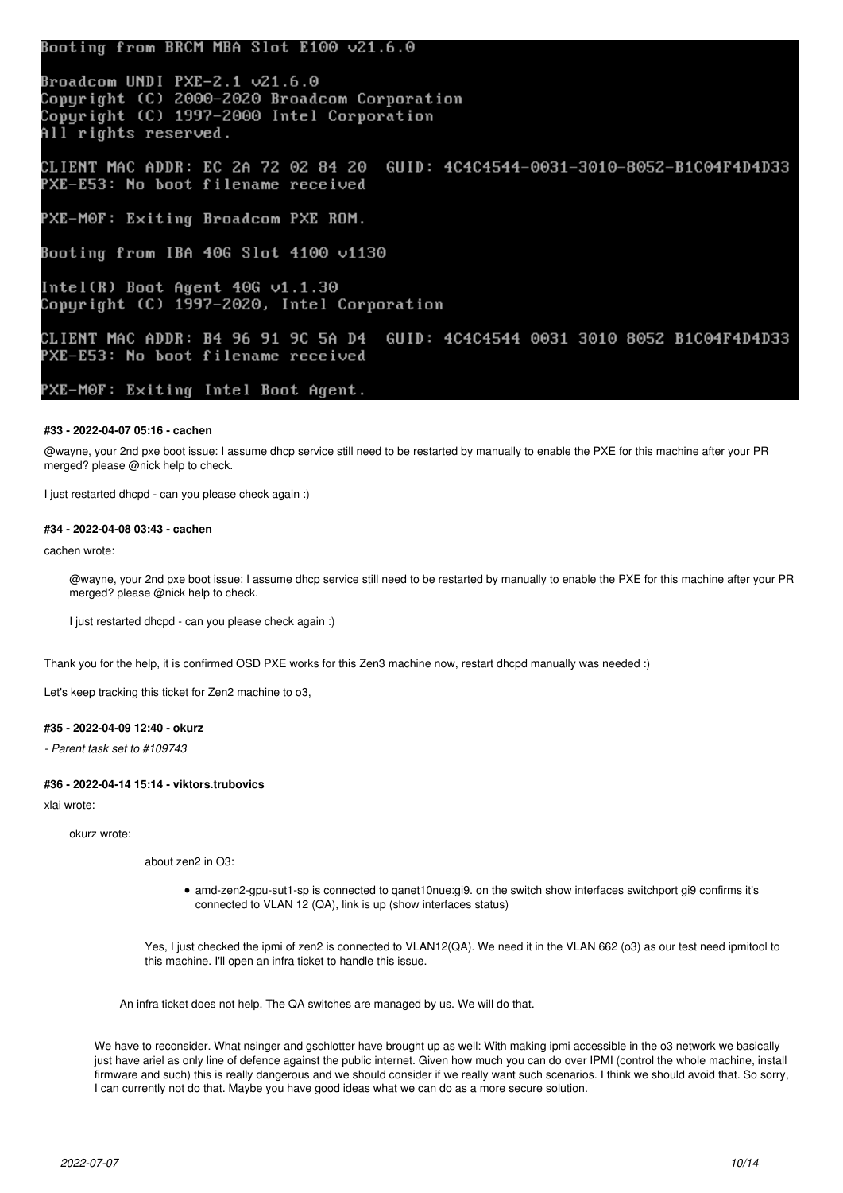```
Booting from BRCM MBA Slot E100 v21.6.0

Broadcom UNDI PXE-2.1 v21.6.0
Copyright (C) 2000-2020 Broadcom Corporation
Copyright (C) 1997-2000 Intel Corporation
All rights reserved.

CLIENT MAC ADDR: EC 2A 72 02 84 20  GUID: 4C4C4544-0031-3010-8052-B1C04F4D4D33
PXE-E53: No boot filename received

PXE-M0F: Exiting Broadcom PXE ROM.

Booting from IBA 40G Slot 4100 v1130

Intel(R) Boot Agent 40G v1.1.30
Copyright (C) 1997-2020, Intel Corporation

CLIENT MAC ADDR: B4 96 91 9C 5A D4  GUID: 4C4C4544 0031 3010 8052 B1C04F4D4D33
PXE-E53: No boot filename received

PXE-M0F: Exiting Intel Boot Agent.
```

#### #33 - 2022-04-07 05:16 - cachen

@wayne, your 2nd pxe boot issue: I assume dhcp service still need to be restarted by manually to enable the PXE for this machine after your PR merged? please @nick help to check.

I just restarted dhcpd - can you please check again :)

#### #34 - 2022-04-08 03:43 - cachen

cachen wrote:

> @wayne, your 2nd pxe boot issue: I assume dhcp service still need to be restarted by manually to enable the PXE for this machine after your PR merged? please @nick help to check.
>
> I just restarted dhcpd - can you please check again :)

Thank you for the help, it is confirmed OSD PXE works for this Zen3 machine now, restart dhcpd manually was needed :)

Let's keep tracking this ticket for Zen2 machine to o3,

#### #35 - 2022-04-09 12:40 - okurz

*- Parent task set to #109743*

#### #36 - 2022-04-14 15:14 - viktors.trubovics

xlai wrote:

> okurz wrote:
>
> > > about zen2 in O3:
> > >
> > > - amd-zen2-gpu-sut1-sp is connected to qanet10nue:gi9. on the switch show interfaces switchport gi9 confirms it's connected to VLAN 12 (QA), link is up (show interfaces status)
> >
> > Yes, I just checked the ipmi of zen2 is connected to VLAN12(QA). We need it in the VLAN 662 (o3) as our test need ipmitool to this machine. I'll open an infra ticket to handle this issue.
>
> An infra ticket does not help. The QA switches are managed by us. We will do that.

We have to reconsider. What nsinger and gschlotter have brought up as well: With making ipmi accessible in the o3 network we basically just have ariel as only line of defence against the public internet. Given how much you can do over IPMI (control the whole machine, install firmware and such) this is really dangerous and we should consider if we really want such scenarios. I think we should avoid that. So sorry, I can currently not do that. Maybe you have good ideas what we can do as a more secure solution.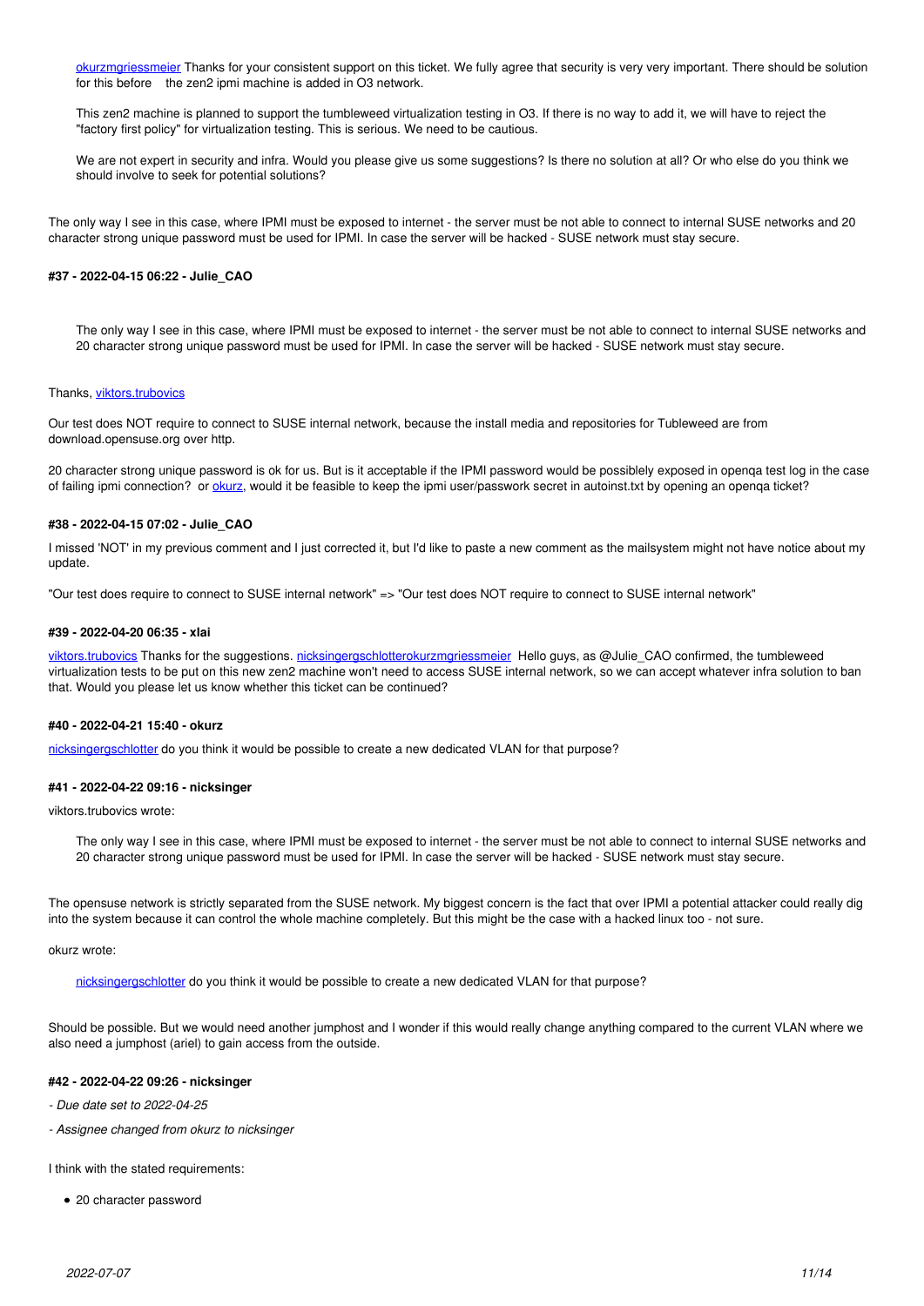> okurzmgriessmeier Thanks for your consistent support on this ticket. We fully agree that security is very very important. There should be solution for this before the zen2 ipmi machine is added in O3 network.
>
> This zen2 machine is planned to support the tumbleweed virtualization testing in O3. If there is no way to add it, we will have to reject the "factory first policy" for virtualization testing. This is serious. We need to be cautious.
>
> We are not expert in security and infra. Would you please give us some suggestions? Is there no solution at all? Or who else do you think we should involve to seek for potential solutions?

The only way I see in this case, where IPMI must be exposed to internet - the server must be not able to connect to internal SUSE networks and 20 character strong unique password must be used for IPMI. In case the server will be hacked - SUSE network must stay secure.

#### #37 - 2022-04-15 06:22 - Julie_CAO

> The only way I see in this case, where IPMI must be exposed to internet - the server must be not able to connect to internal SUSE networks and 20 character strong unique password must be used for IPMI. In case the server will be hacked - SUSE network must stay secure.

Thanks, viktors.trubovics

Our test does NOT require to connect to SUSE internal network, because the install media and repositories for Tubleweed are from download.opensuse.org over http.

20 character strong unique password is ok for us. But is it acceptable if the IPMI password would be possiblely exposed in openqa test log in the case of failing ipmi connection? or okurz, would it be feasible to keep the ipmi user/password secret in autoinst.txt by opening an openqa ticket?

#### #38 - 2022-04-15 07:02 - Julie_CAO

I missed 'NOT' in my previous comment and I just corrected it, but I'd like to paste a new comment as the mailsystem might not have notice about my update.

"Our test does require to connect to SUSE internal network" => "Our test does NOT require to connect to SUSE internal network"

#### #39 - 2022-04-20 06:35 - xlai

viktors.trubovics Thanks for the suggestions. nicksingergschlotterokurzmgriessmeier Hello guys, as @Julie_CAO confirmed, the tumbleweed virtualization tests to be put on this new zen2 machine won't need to access SUSE internal network, so we can accept whatever infra solution to ban that. Would you please let us know whether this ticket can be continued?

#### #40 - 2022-04-21 15:40 - okurz

nicksingergschlotter do you think it would be possible to create a new dedicated VLAN for that purpose?

#### #41 - 2022-04-22 09:16 - nicksinger

viktors.trubovics wrote:

> The only way I see in this case, where IPMI must be exposed to internet - the server must be not able to connect to internal SUSE networks and 20 character strong unique password must be used for IPMI. In case the server will be hacked - SUSE network must stay secure.

The opensuse network is strictly separated from the SUSE network. My biggest concern is the fact that over IPMI a potential attacker could really dig into the system because it can control the whole machine completely. But this might be the case with a hacked linux too - not sure.

okurz wrote:

> nicksingergschlotter do you think it would be possible to create a new dedicated VLAN for that purpose?

Should be possible. But we would need another jumphost and I wonder if this would really change anything compared to the current VLAN where we also need a jumphost (ariel) to gain access from the outside.

#### #42 - 2022-04-22 09:26 - nicksinger

- *Due date set to 2022-04-25*
- *Assignee changed from okurz to nicksinger*

I think with the stated requirements:

- 20 character password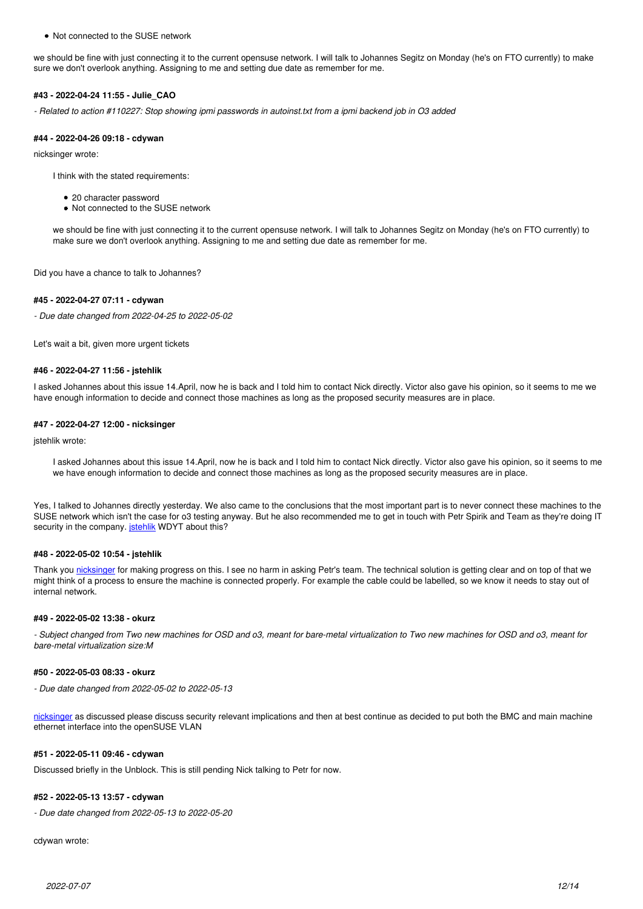- Not connected to the SUSE network

we should be fine with just connecting it to the current opensuse network. I will talk to Johannes Segitz on Monday (he's on FTO currently) to make sure we don't overlook anything. Assigning to me and setting due date as remember for me.

#### #43 - 2022-04-24 11:55 - Julie_CAO

*- Related to action #110227: Stop showing ipmi passwords in autoinst.txt from a ipmi backend job in O3 added*

#### #44 - 2022-04-26 09:18 - cdywan

nicksinger wrote:

> I think with the stated requirements:
>
> - 20 character password
> - Not connected to the SUSE network
>
> we should be fine with just connecting it to the current opensuse network. I will talk to Johannes Segitz on Monday (he's on FTO currently) to make sure we don't overlook anything. Assigning to me and setting due date as remember for me.

Did you have a chance to talk to Johannes?

#### #45 - 2022-04-27 07:11 - cdywan

*- Due date changed from 2022-04-25 to 2022-05-02*

Let's wait a bit, given more urgent tickets

#### #46 - 2022-04-27 11:56 - jstehlik

I asked Johannes about this issue 14.April, now he is back and I told him to contact Nick directly. Victor also gave his opinion, so it seems to me we have enough information to decide and connect those machines as long as the proposed security measures are in place.

#### #47 - 2022-04-27 12:00 - nicksinger

jstehlik wrote:

> I asked Johannes about this issue 14.April, now he is back and I told him to contact Nick directly. Victor also gave his opinion, so it seems to me we have enough information to decide and connect those machines as long as the proposed security measures are in place.

Yes, I talked to Johannes directly yesterday. We also came to the conclusions that the most important part is to never connect these machines to the SUSE network which isn't the case for o3 testing anyway. But he also recommended me to get in touch with Petr Spirik and Team as they're doing IT security in the company. jstehlik WDYT about this?

#### #48 - 2022-05-02 10:54 - jstehlik

Thank you nicksinger for making progress on this. I see no harm in asking Petr's team. The technical solution is getting clear and on top of that we might think of a process to ensure the machine is connected properly. For example the cable could be labelled, so we know it needs to stay out of internal network.

#### #49 - 2022-05-02 13:38 - okurz

*- Subject changed from Two new machines for OSD and o3, meant for bare-metal virtualization to Two new machines for OSD and o3, meant for bare-metal virtualization size:M*

#### #50 - 2022-05-03 08:33 - okurz

*- Due date changed from 2022-05-02 to 2022-05-13*

nicksinger as discussed please discuss security relevant implications and then at best continue as decided to put both the BMC and main machine ethernet interface into the openSUSE VLAN

#### #51 - 2022-05-11 09:46 - cdywan

Discussed briefly in the Unblock. This is still pending Nick talking to Petr for now.

#### #52 - 2022-05-13 13:57 - cdywan

*- Due date changed from 2022-05-13 to 2022-05-20*

cdywan wrote: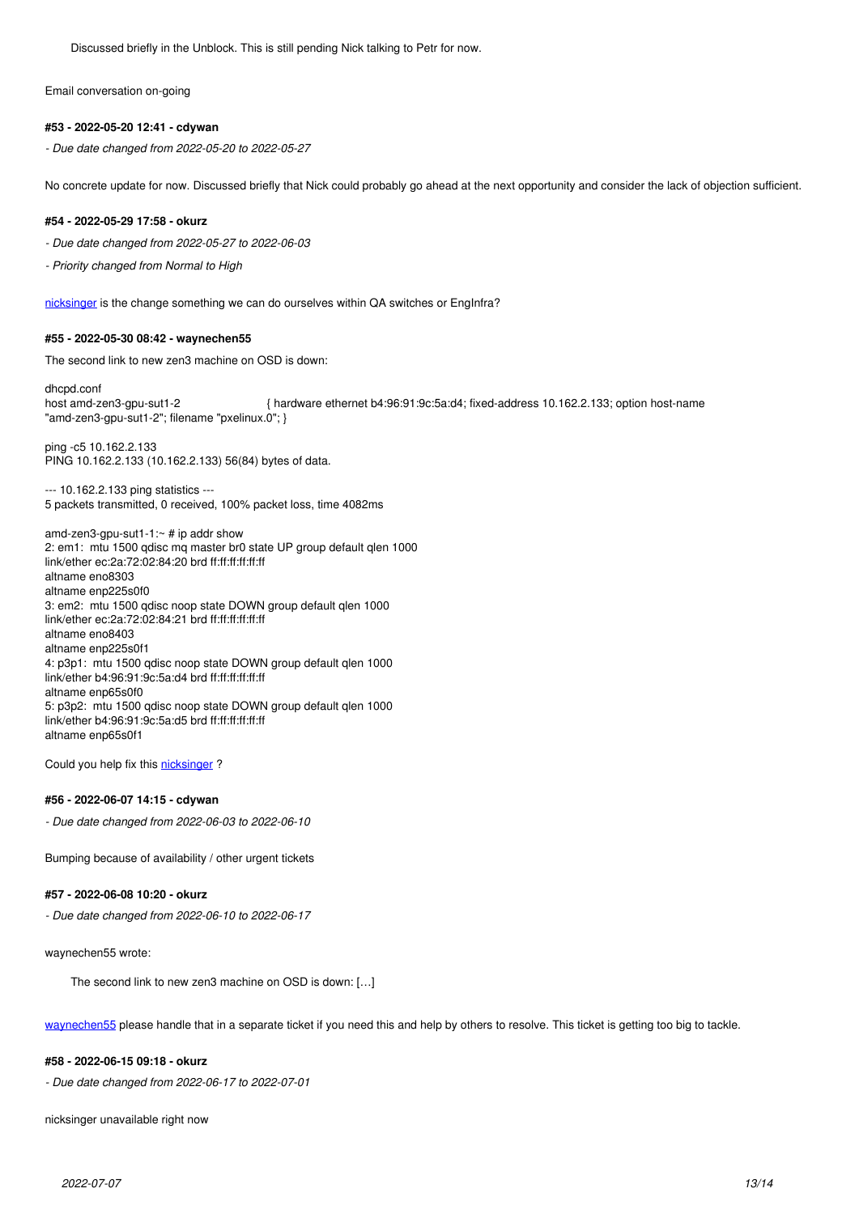> Discussed briefly in the Unblock. This is still pending Nick talking to Petr for now.

Email conversation on-going

#### #53 - 2022-05-20 12:41 - cdywan

- *Due date changed from 2022-05-20 to 2022-05-27*

No concrete update for now. Discussed briefly that Nick could probably go ahead at the next opportunity and consider the lack of objection sufficient.

#### #54 - 2022-05-29 17:58 - okurz

- *Due date changed from 2022-05-27 to 2022-06-03*
- *Priority changed from Normal to High*

nicksinger is the change something we can do ourselves within QA switches or EngInfra?

#### #55 - 2022-05-30 08:42 - waynechen55

The second link to new zen3 machine on OSD is down:

```
dhcpd.conf
host amd-zen3-gpu-sut1-2                    { hardware ethernet b4:96:91:9c:5a:d4; fixed-address 10.162.2.133; option host-name
"amd-zen3-gpu-sut1-2"; filename "pxelinux.0"; }

ping -c5 10.162.2.133
PING 10.162.2.133 (10.162.2.133) 56(84) bytes of data.

--- 10.162.2.133 ping statistics ---
5 packets transmitted, 0 received, 100% packet loss, time 4082ms

amd-zen3-gpu-sut1-1:~ # ip addr show
2: em1:  mtu 1500 qdisc mq master br0 state UP group default qlen 1000
link/ether ec:2a:72:02:84:20 brd ff:ff:ff:ff:ff:ff
altname eno8303
altname enp225s0f0
3: em2:  mtu 1500 qdisc noop state DOWN group default qlen 1000
link/ether ec:2a:72:02:84:21 brd ff:ff:ff:ff:ff:ff
altname eno8403
altname enp225s0f1
4: p3p1:  mtu 1500 qdisc noop state DOWN group default qlen 1000
link/ether b4:96:91:9c:5a:d4 brd ff:ff:ff:ff:ff:ff
altname enp65s0f0
5: p3p2:  mtu 1500 qdisc noop state DOWN group default qlen 1000
link/ether b4:96:91:9c:5a:d5 brd ff:ff:ff:ff:ff:ff
altname enp65s0f1
```

Could you help fix this nicksinger ?

#### #56 - 2022-06-07 14:15 - cdywan

- *Due date changed from 2022-06-03 to 2022-06-10*

Bumping because of availability / other urgent tickets

#### #57 - 2022-06-08 10:20 - okurz

- *Due date changed from 2022-06-10 to 2022-06-17*

waynechen55 wrote:

> The second link to new zen3 machine on OSD is down: [...]

waynechen55 please handle that in a separate ticket if you need this and help by others to resolve. This ticket is getting too big to tackle.

#### #58 - 2022-06-15 09:18 - okurz

- *Due date changed from 2022-06-17 to 2022-07-01*

nicksinger unavailable right now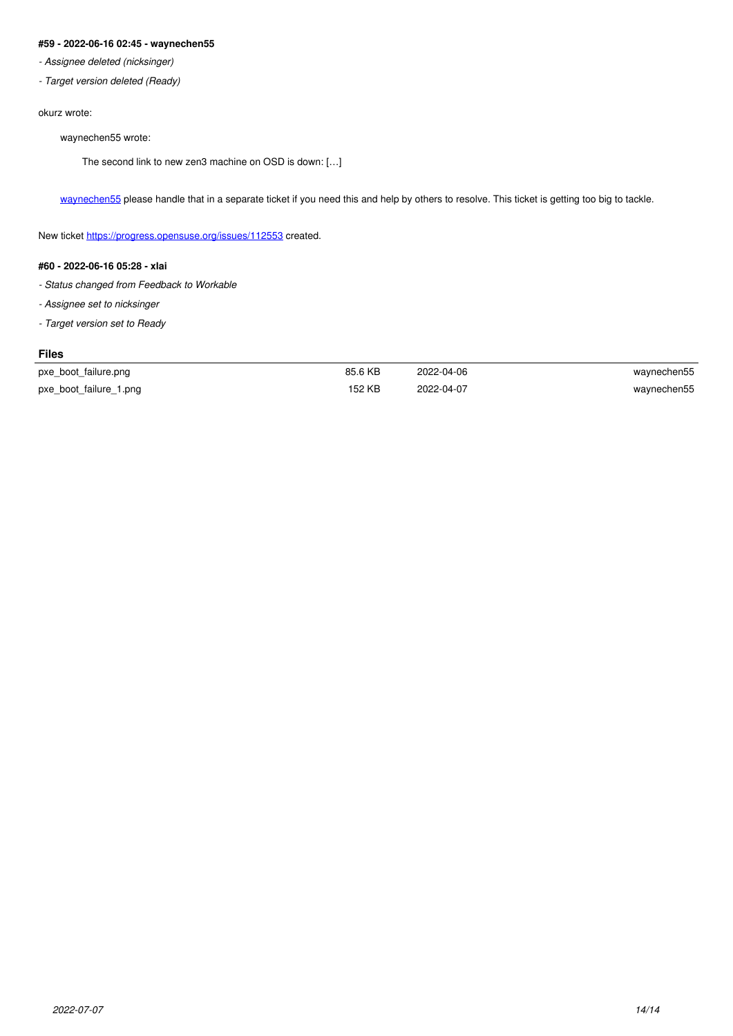#### #59 - 2022-06-16 02:45 - waynechen55

- *Assignee deleted (nicksinger)*
- *Target version deleted (Ready)*

okurz wrote:

> waynechen55 wrote:
>
> > The second link to new zen3 machine on OSD is down: […]
>
> waynechen55 please handle that in a separate ticket if you need this and help by others to resolve. This ticket is getting too big to tackle.

New ticket https://progress.opensuse.org/issues/112553 created.

#### #60 - 2022-06-16 05:28 - xlai

- *Status changed from Feedback to Workable*
- *Assignee set to nicksinger*
- *Target version set to Ready*

### Files

| | | | |
|---|---|---|---|
| pxe_boot_failure.png | 85.6 KB | 2022-04-06 | waynechen55 |
| pxe_boot_failure_1.png | 152 KB | 2022-04-07 | waynechen55 |